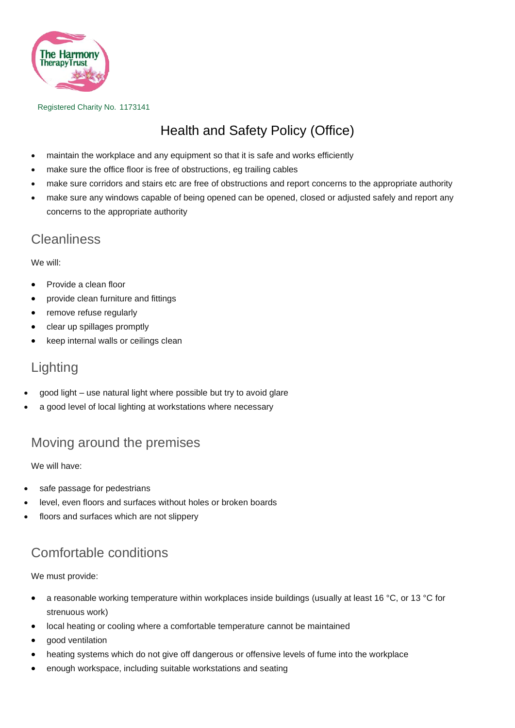The Harmony Therapy Trust

Registered Charity No. 1173141

# Health and Safety Policy (Office)

- maintain the workplace and any equipment so that it is safe and works efficiently
- make sure the office floor is free of obstructions, eg trailing cables
- make sure corridors and stairs etc are free of obstructions and report concerns to the appropriate authority
- make sure any windows capable of being opened can be opened, closed or adjusted safely and report any concerns to the appropriate authority

## Cleanliness

We will:

- Provide a clean floor
- provide clean furniture and fittings
- remove refuse regularly
- clear up spillages promptly
- keep internal walls or ceilings clean

## Lighting

- good light – use natural light where possible but try to avoid glare
- a good level of local lighting at workstations where necessary

## Moving around the premises

We will have:

- safe passage for pedestrians
- level, even floors and surfaces without holes or broken boards
- floors and surfaces which are not slippery

## Comfortable conditions

We must provide:

- a reasonable working temperature within workplaces inside buildings (usually at least 16 °C, or 13 °C for strenuous work)
- local heating or cooling where a comfortable temperature cannot be maintained
- good ventilation
- heating systems which do not give off dangerous or offensive levels of fume into the workplace
- enough workspace, including suitable workstations and seating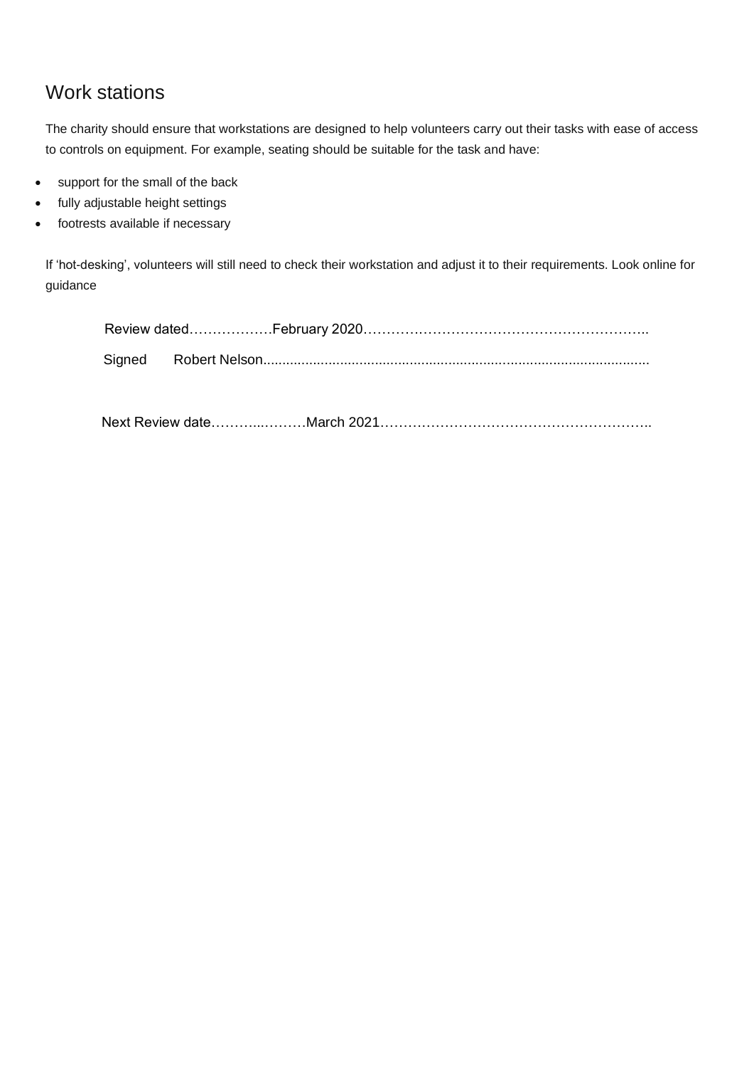## Work stations

The charity should ensure that workstations are designed to help volunteers carry out their tasks with ease of access to controls on equipment. For example, seating should be suitable for the task and have:

- support for the small of the back
- fully adjustable height settings
- footrests available if necessary

If 'hot-desking', volunteers will still need to check their workstation and adjust it to their requirements. Look online for guidance

Review dated………………February 2020……………………………………………………..

Signed Robert Nelson..................................................................................................

Next Review date………..………March 2021…………………………………………………..